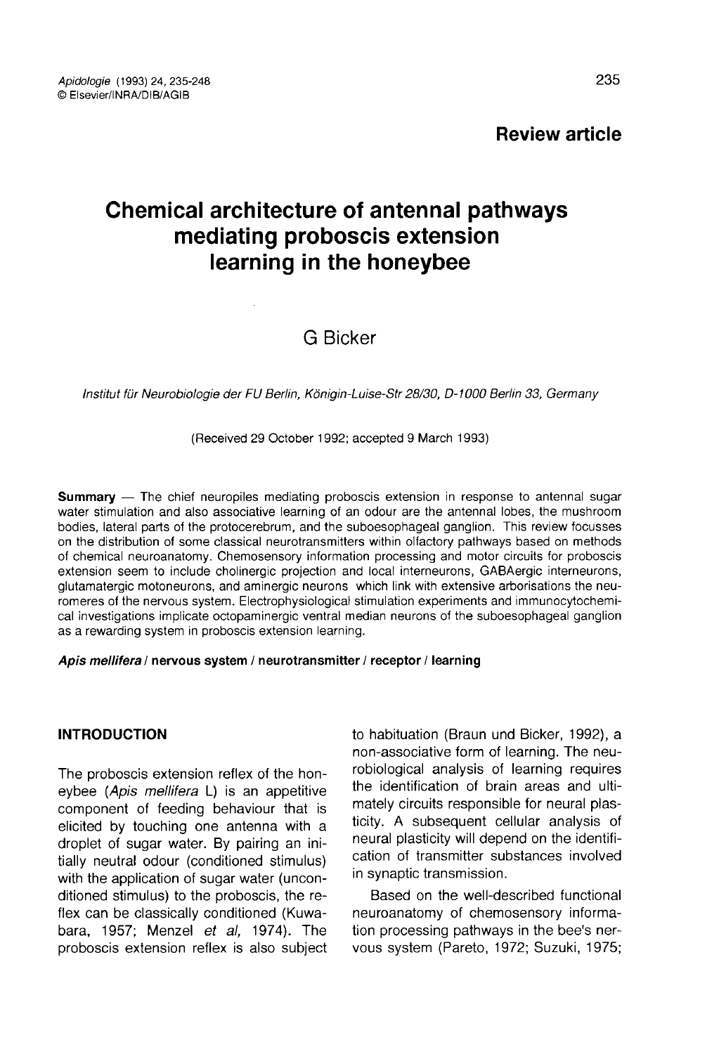**Review article**

# Chemical architecture of antennal pathways mediating proboscis extension learning in the honeybee

G Bicker

*Institut für Neurobiologie der FU Berlin, Königin-Luise-Str 28/30, D-1000 Berlin 33, Germany*

(Received 29 October 1992; accepted 9 March 1993)

**Summary** — The chief neuropiles mediating proboscis extension in response to antennal sugar water stimulation and also associative learning of an odour are the antennal lobes, the mushroom bodies, lateral parts of the protocerebrum, and the suboesophageal ganglion. This review focusses on the distribution of some classical neurotransmitters within olfactory pathways based on methods of chemical neuroanatomy. Chemosensory information processing and motor circuits for proboscis extension seem to include cholinergic projection and local interneurons, GABAergic interneurons, glutamatergic motoneurons, and aminergic neurons which link with extensive arborisations the neuromeres of the nervous system. Electrophysiological stimulation experiments and immunocytochemical investigations implicate octopaminergic ventral median neurons of the suboesophageal ganglion as a rewarding system in proboscis extension learning.

***Apis mellifera* / nervous system / neurotransmitter / receptor / learning**

## INTRODUCTION

The proboscis extension reflex of the honeybee (*Apis mellifera* L) is an appetitive component of feeding behaviour that is elicited by touching one antenna with a droplet of sugar water. By pairing an initially neutral odour (conditioned stimulus) with the application of sugar water (unconditioned stimulus) to the proboscis, the reflex can be classically conditioned (Kuwabara, 1957; Menzel *et al*, 1974). The proboscis extension reflex is also subject to habituation (Braun und Bicker, 1992), a non-associative form of learning. The neurobiological analysis of learning requires the identification of brain areas and ultimately circuits responsible for neural plasticity. A subsequent cellular analysis of neural plasticity will depend on the identification of transmitter substances involved in synaptic transmission.

Based on the well-described functional neuroanatomy of chemosensory information processing pathways in the bee's nervous system (Pareto, 1972; Suzuki, 1975;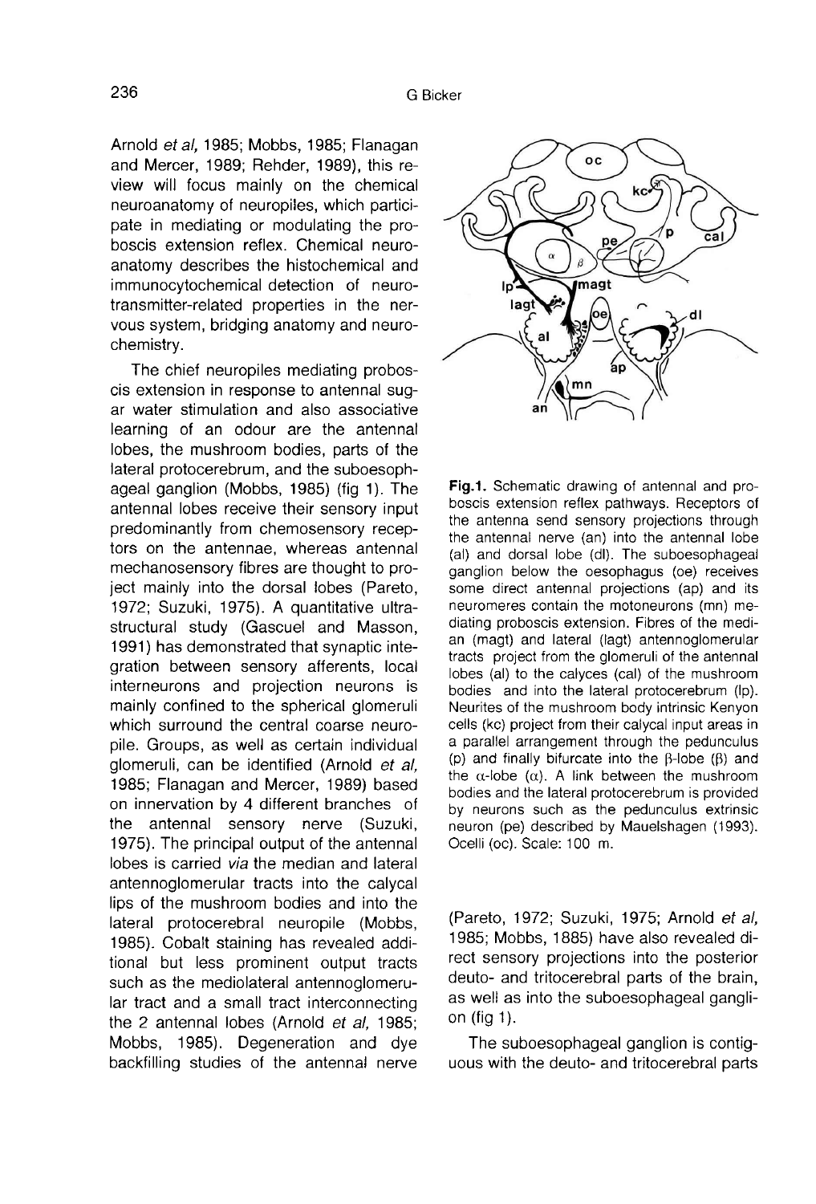Arnold *et al,* 1985; Mobbs, 1985; Flanagan and Mercer, 1989; Rehder, 1989), this review will focus mainly on the chemical neuroanatomy of neuropiles, which participate in mediating or modulating the proboscis extension reflex. Chemical neuroanatomy describes the histochemical and immunocytochemical detection of neurotransmitter-related properties in the nervous system, bridging anatomy and neurochemistry.

The chief neuropiles mediating proboscis extension in response to antennal sugar water stimulation and also associative learning of an odour are the antennal lobes, the mushroom bodies, parts of the lateral protocerebrum, and the suboesophageal ganglion (Mobbs, 1985) (fig 1). The antennal lobes receive their sensory input predominantly from chemosensory receptors on the antennae, whereas antennal mechanosensory fibres are thought to project mainly into the dorsal lobes (Pareto, 1972; Suzuki, 1975). A quantitative ultrastructural study (Gascuel and Masson, 1991) has demonstrated that synaptic integration between sensory afferents, local interneurons and projection neurons is mainly confined to the spherical glomeruli which surround the central coarse neuropile. Groups, as well as certain individual glomeruli, can be identified (Arnold *et al,* 1985; Flanagan and Mercer, 1989) based on innervation by 4 different branches of the antennal sensory nerve (Suzuki, 1975). The principal output of the antennal lobes is carried *via* the median and lateral antennoglomerular tracts into the calycal lips of the mushroom bodies and into the lateral protocerebral neuropile (Mobbs, 1985). Cobalt staining has revealed additional but less prominent output tracts such as the mediolateral antennoglomerular tract and a small tract interconnecting the 2 antennal lobes (Arnold *et al,* 1985; Mobbs, 1985). Degeneration and dye backfilling studies of the antennal nerve (Pareto, 1972; Suzuki, 1975; Arnold *et al,* 1985; Mobbs, 1885) have also revealed direct sensory projections into the posterior deuto- and tritocerebral parts of the brain, as well as into the suboesophageal ganglion (fig 1).

**Fig.1.** Schematic drawing of antennal and proboscis extension reflex pathways. Receptors of the antenna send sensory projections through the antennal nerve (an) into the antennal lobe (al) and dorsal lobe (dl). The suboesophageal ganglion below the oesophagus (oe) receives some direct antennal projections (ap) and its neuromeres contain the motoneurons (mn) mediating proboscis extension. Fibres of the median (magt) and lateral (lagt) antennoglomerular tracts project from the glomeruli of the antennal lobes (al) to the calyces (cal) of the mushroom bodies and into the lateral protocerebrum (lp). Neurites of the mushroom body intrinsic Kenyon cells (kc) project from their calycal input areas in a parallel arrangement through the pedunculus (p) and finally bifurcate into the β-lobe (β) and the α-lobe (α). A link between the mushroom bodies and the lateral protocerebrum is provided by neurons such as the pedunculus extrinsic neuron (pe) described by Mauelshagen (1993). Ocelli (oc). Scale: 100 m.

The suboesophageal ganglion is contiguous with the deuto- and tritocerebral parts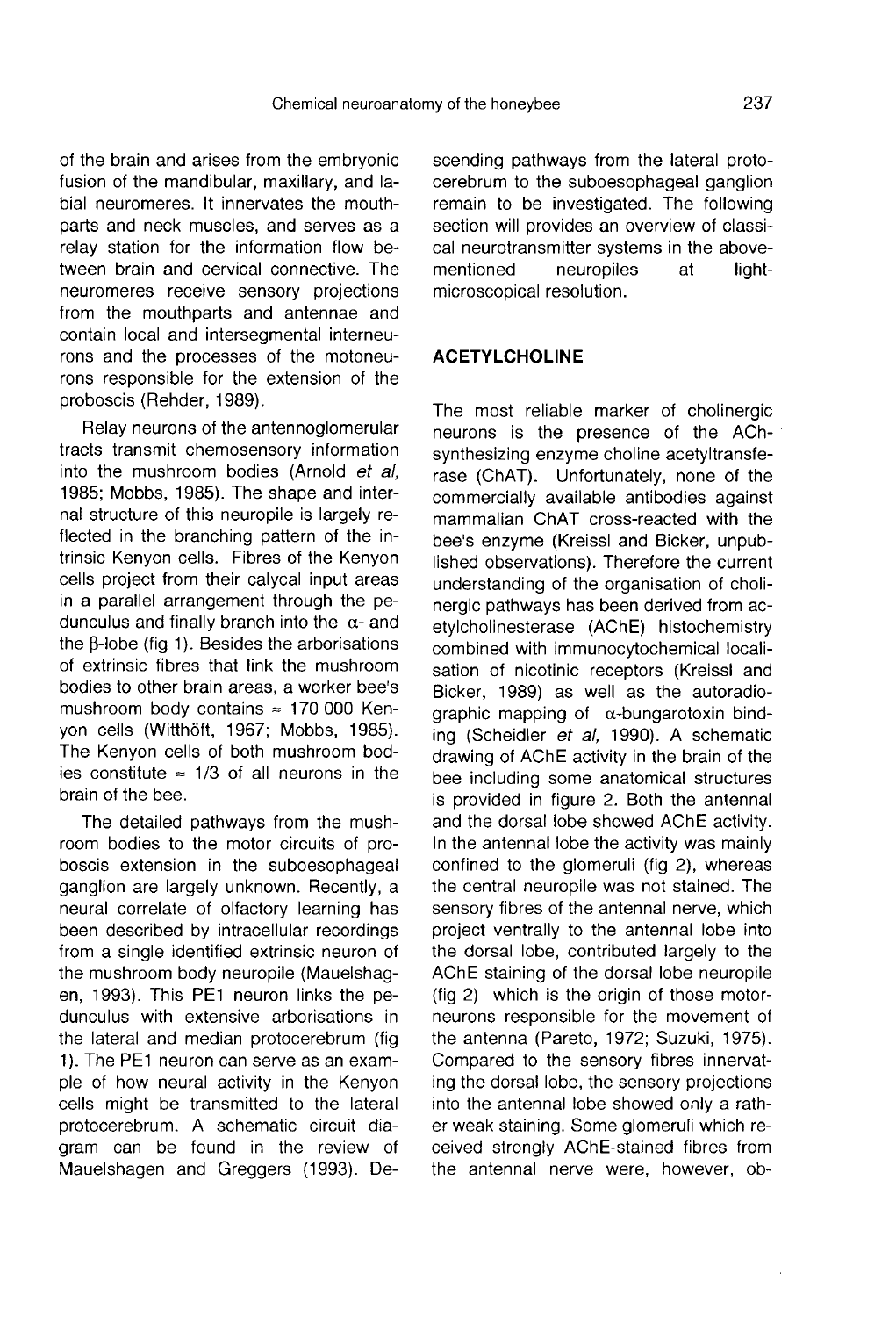of the brain and arises from the embryonic fusion of the mandibular, maxillary, and labial neuromeres. It innervates the mouthparts and neck muscles, and serves as a relay station for the information flow between brain and cervical connective. The neuromeres receive sensory projections from the mouthparts and antennae and contain local and intersegmental interneurons and the processes of the motoneurons responsible for the extension of the proboscis (Rehder, 1989).

Relay neurons of the antennoglomerular tracts transmit chemosensory information into the mushroom bodies (Arnold *et al*, 1985; Mobbs, 1985). The shape and internal structure of this neuropile is largely reflected in the branching pattern of the intrinsic Kenyon cells. Fibres of the Kenyon cells project from their calycal input areas in a parallel arrangement through the pedunculus and finally branch into the α- and the β-lobe (fig 1). Besides the arborisations of extrinsic fibres that link the mushroom bodies to other brain areas, a worker bee's mushroom body contains ≈ 170 000 Kenyon cells (Witthöft, 1967; Mobbs, 1985). The Kenyon cells of both mushroom bodies constitute ≈ 1/3 of all neurons in the brain of the bee.

The detailed pathways from the mushroom bodies to the motor circuits of proboscis extension in the suboesophageal ganglion are largely unknown. Recently, a neural correlate of olfactory learning has been described by intracellular recordings from a single identified extrinsic neuron of the mushroom body neuropile (Mauelshagen, 1993). This PE1 neuron links the pedunculus with extensive arborisations in the lateral and median protocerebrum (fig 1). The PE1 neuron can serve as an example of how neural activity in the Kenyon cells might be transmitted to the lateral protocerebrum. A schematic circuit diagram can be found in the review of Mauelshagen and Greggers (1993). Descending pathways from the lateral protocerebrum to the suboesophageal ganglion remain to be investigated. The following section will provides an overview of classical neurotransmitter systems in the above-mentioned neuropiles at light-microscopical resolution.

## ACETYLCHOLINE

The most reliable marker of cholinergic neurons is the presence of the ACh-synthesizing enzyme choline acetyltransferase (ChAT). Unfortunately, none of the commercially available antibodies against mammalian ChAT cross-reacted with the bee's enzyme (Kreissl and Bicker, unpublished observations). Therefore the current understanding of the organisation of cholinergic pathways has been derived from acetylcholinesterase (AChE) histochemistry combined with immunocytochemical localisation of nicotinic receptors (Kreissl and Bicker, 1989) as well as the autoradiographic mapping of α-bungarotoxin binding (Scheidler *et al*, 1990). A schematic drawing of AChE activity in the brain of the bee including some anatomical structures is provided in figure 2. Both the antennal and the dorsal lobe showed AChE activity. In the antennal lobe the activity was mainly confined to the glomeruli (fig 2), whereas the central neuropile was not stained. The sensory fibres of the antennal nerve, which project ventrally to the antennal lobe into the dorsal lobe, contributed largely to the AChE staining of the dorsal lobe neuropile (fig 2) which is the origin of those motorneurons responsible for the movement of the antenna (Pareto, 1972; Suzuki, 1975). Compared to the sensory fibres innervating the dorsal lobe, the sensory projections into the antennal lobe showed only a rather weak staining. Some glomeruli which received strongly AChE-stained fibres from the antennal nerve were, however, ob-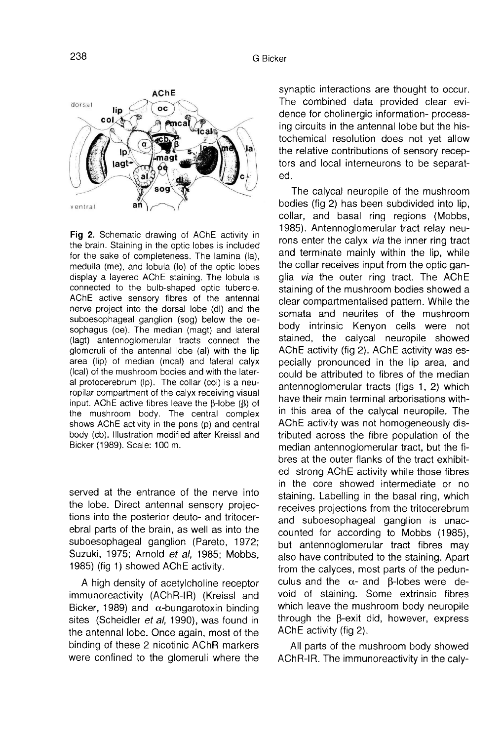Fig 2. Schematic drawing of AChE activity in the brain. Staining in the optic lobes is included for the sake of completeness. The lamina (la), medulla (me), and lobula (lo) of the optic lobes display a layered AChE staining. The lobula is connected to the bulb-shaped optic tubercle. AChE active sensory fibres of the antennal nerve project into the dorsal lobe (dl) and the suboesophageal ganglion (sog) below the oesophagus (oe). The median (magt) and lateral (lagt) antennoglomerular tracts connect the glomeruli of the antennal lobe (al) with the lip area (lip) of median (mcal) and lateral calyx (lcal) of the mushroom bodies and with the lateral protocerebrum (lp). The collar (col) is a neuropilar compartment of the calyx receiving visual input. AChE active fibres leave the β-lobe (β) of the mushroom body. The central complex shows AChE activity in the pons (p) and central body (cb). Illustration modified after Kreissl and Bicker (1989). Scale: 100 m.

served at the entrance of the nerve into the lobe. Direct antennal sensory projections into the posterior deuto- and tritocerebral parts of the brain, as well as into the suboesophageal ganglion (Pareto, 1972; Suzuki, 1975; Arnold *et al*, 1985; Mobbs, 1985) (fig 1) showed AChE activity.

A high density of acetylcholine receptor immunoreactivity (AChR-IR) (Kreissl and Bicker, 1989) and α-bungarotoxin binding sites (Scheidler *et al*, 1990), was found in the antennal lobe. Once again, most of the binding of these 2 nicotinic AChR markers were confined to the glomeruli where the synaptic interactions are thought to occur. The combined data provided clear evidence for cholinergic information- processing circuits in the antennal lobe but the histochemical resolution does not yet allow the relative contributions of sensory receptors and local interneurons to be separated.

The calycal neuropile of the mushroom bodies (fig 2) has been subdivided into lip, collar, and basal ring regions (Mobbs, 1985). Antennoglomerular tract relay neurons enter the calyx *via* the inner ring tract and terminate mainly within the lip, while the collar receives input from the optic ganglia *via* the outer ring tract. The AChE staining of the mushroom bodies showed a clear compartmentalised pattern. While the somata and neurites of the mushroom body intrinsic Kenyon cells were not stained, the calycal neuropile showed AChE activity (fig 2). AChE activity was especially pronounced in the lip area, and could be attributed to fibres of the median antennoglomerular tracts (figs 1, 2) which have their main terminal arborisations within this area of the calycal neuropile. The AChE activity was not homogeneously distributed across the fibre population of the median antennoglomerular tract, but the fibres at the outer flanks of the tract exhibited strong AChE activity while those fibres in the core showed intermediate or no staining. Labelling in the basal ring, which receives projections from the tritocerebrum and suboesophageal ganglion is unaccounted for according to Mobbs (1985), but antennoglomerular tract fibres may also have contributed to the staining. Apart from the calyces, most parts of the pedunculus and the α- and β-lobes were devoid of staining. Some extrinsic fibres which leave the mushroom body neuropile through the β-exit did, however, express AChE activity (fig 2).

All parts of the mushroom body showed AChR-IR. The immunoreactivity in the caly-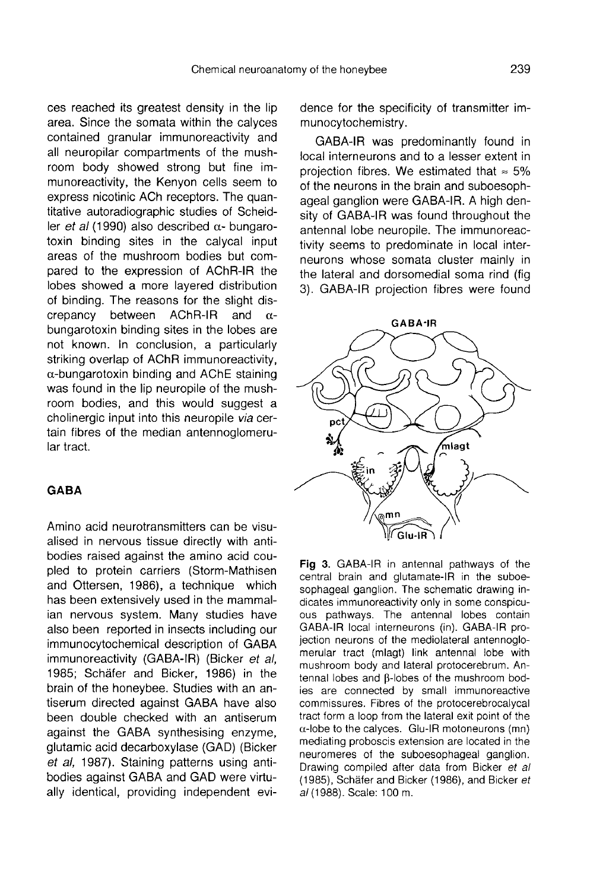ces reached its greatest density in the lip area. Since the somata within the calyces contained granular immunoreactivity and all neuropilar compartments of the mushroom body showed strong but fine immunoreactivity, the Kenyon cells seem to express nicotinic ACh receptors. The quantitative autoradiographic studies of Scheidler *et al* (1990) also described α- bungarotoxin binding sites in the calycal input areas of the mushroom bodies but compared to the expression of AChR-IR the lobes showed a more layered distribution of binding. The reasons for the slight discrepancy between AChR-IR and α-bungarotoxin binding sites in the lobes are not known. In conclusion, a particularly striking overlap of AChR immunoreactivity, α-bungarotoxin binding and AChE staining was found in the lip neuropile of the mushroom bodies, and this would suggest a cholinergic input into this neuropile *via* certain fibres of the median antennoglomerular tract.

## GABA

Amino acid neurotransmitters can be visualised in nervous tissue directly with antibodies raised against the amino acid coupled to protein carriers (Storm-Mathisen and Ottersen, 1986), a technique which has been extensively used in the mammalian nervous system. Many studies have also been reported in insects including our immunocytochemical description of GABA immunoreactivity (GABA-IR) (Bicker *et al*, 1985; Schäfer and Bicker, 1986) in the brain of the honeybee. Studies with an antiserum directed against GABA have also been double checked with an antiserum against the GABA synthesising enzyme, glutamic acid decarboxylase (GAD) (Bicker *et al*, 1987). Staining patterns using antibodies against GABA and GAD were virtually identical, providing independent evidence for the specificity of transmitter immunocytochemistry.

GABA-IR was predominantly found in local interneurons and to a lesser extent in projection fibres. We estimated that ≈ 5% of the neurons in the brain and suboesophageal ganglion were GABA-IR. A high density of GABA-IR was found throughout the antennal lobe neuropile. The immunoreactivity seems to predominate in local interneurons whose somata cluster mainly in the lateral and dorsomedial soma rind (fig 3). GABA-IR projection fibres were found

**Fig 3.** GABA-IR in antennal pathways of the central brain and glutamate-IR in the suboesophageal ganglion. The schematic drawing indicates immunoreactivity only in some conspicuous pathways. The antennal lobes contain GABA-IR local interneurons (in). GABA-IR projection neurons of the mediolateral antennoglomerular tract (mlagt) link antennal lobe with mushroom body and lateral protocerebrum. Antennal lobes and β-lobes of the mushroom bodies are connected by small immunoreactive commissures. Fibres of the protocerebrocalycal tract form a loop from the lateral exit point of the α-lobe to the calyces. Glu-IR motoneurons (mn) mediating proboscis extension are located in the neuromeres of the suboesophageal ganglion. Drawing compiled after data from Bicker *et al* (1985), Schäfer and Bicker (1986), and Bicker *et al* (1988). Scale: 100 m.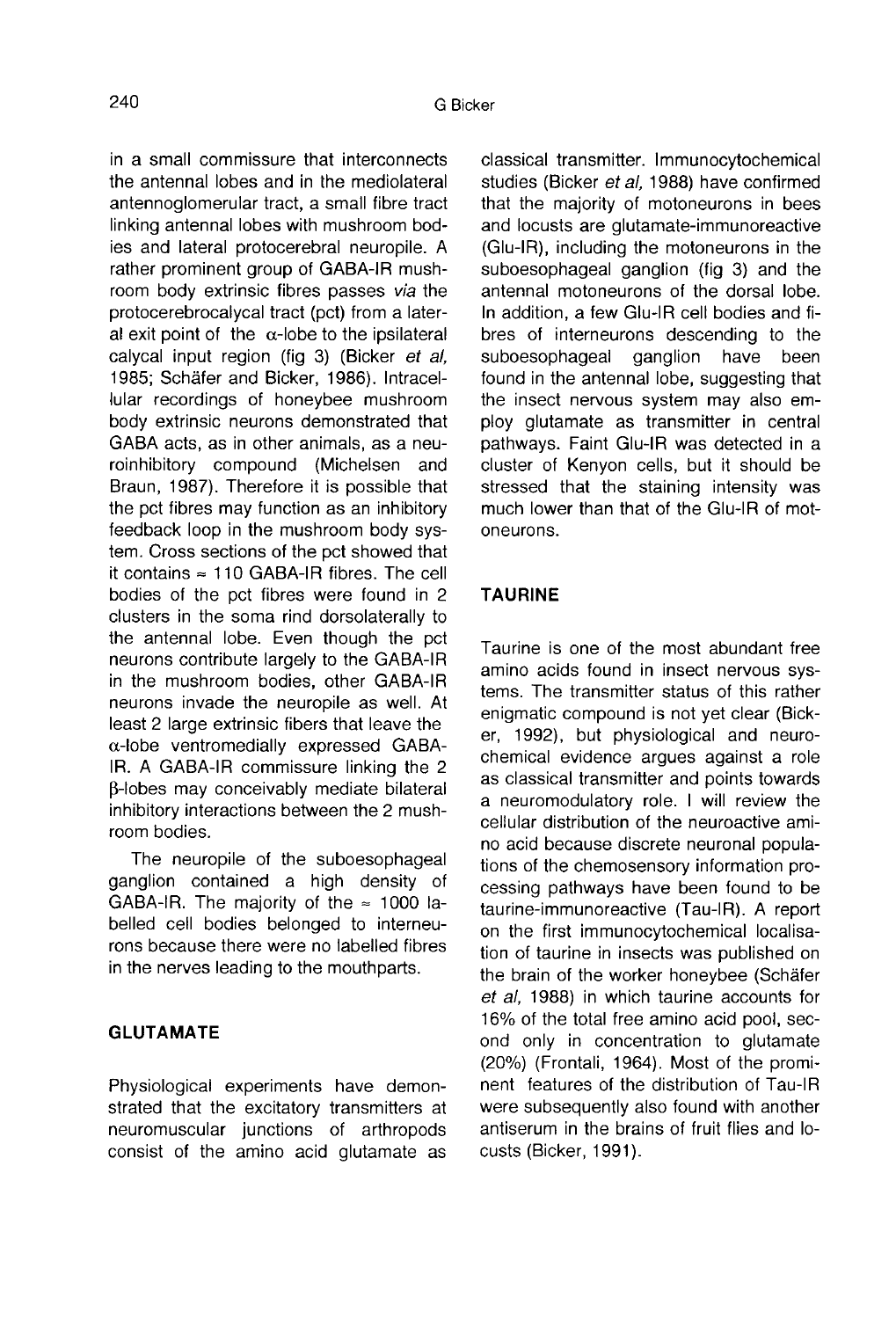in a small commissure that interconnects the antennal lobes and in the mediolateral antennoglomerular tract, a small fibre tract linking antennal lobes with mushroom bodies and lateral protocerebral neuropile. A rather prominent group of GABA-IR mushroom body extrinsic fibres passes *via* the protocerebrocalycal tract (pct) from a lateral exit point of the $\alpha$-lobe to the ipsilateral calycal input region (fig 3) (Bicker *et al*, 1985; Schäfer and Bicker, 1986). Intracellular recordings of honeybee mushroom body extrinsic neurons demonstrated that GABA acts, as in other animals, as a neuroinhibitory compound (Michelsen and Braun, 1987). Therefore it is possible that the pct fibres may function as an inhibitory feedback loop in the mushroom body system. Cross sections of the pct showed that it contains $\approx$ 110 GABA-IR fibres. The cell bodies of the pct fibres were found in 2 clusters in the soma rind dorsolaterally to the antennal lobe. Even though the pct neurons contribute largely to the GABA-IR in the mushroom bodies, other GABA-IR neurons invade the neuropile as well. At least 2 large extrinsic fibers that leave the $\alpha$-lobe ventromedially expressed GABA-IR. A GABA-IR commissure linking the 2 $\beta$-lobes may conceivably mediate bilateral inhibitory interactions between the 2 mushroom bodies.

The neuropile of the suboesophageal ganglion contained a high density of GABA-IR. The majority of the $\approx$ 1000 labelled cell bodies belonged to interneurons because there were no labelled fibres in the nerves leading to the mouthparts.

## GLUTAMATE

Physiological experiments have demonstrated that the excitatory transmitters at neuromuscular junctions of arthropods consist of the amino acid glutamate as classical transmitter. Immunocytochemical studies (Bicker *et al*, 1988) have confirmed that the majority of motoneurons in bees and locusts are glutamate-immunoreactive (Glu-IR), including the motoneurons in the suboesophageal ganglion (fig 3) and the antennal motoneurons of the dorsal lobe. In addition, a few Glu-IR cell bodies and fibres of interneurons descending to the suboesophageal ganglion have been found in the antennal lobe, suggesting that the insect nervous system may also employ glutamate as transmitter in central pathways. Faint Glu-IR was detected in a cluster of Kenyon cells, but it should be stressed that the staining intensity was much lower than that of the Glu-IR of motoneurons.

## TAURINE

Taurine is one of the most abundant free amino acids found in insect nervous systems. The transmitter status of this rather enigmatic compound is not yet clear (Bicker, 1992), but physiological and neurochemical evidence argues against a role as classical transmitter and points towards a neuromodulatory role. I will review the cellular distribution of the neuroactive amino acid because discrete neuronal populations of the chemosensory information processing pathways have been found to be taurine-immunoreactive (Tau-IR). A report on the first immunocytochemical localisation of taurine in insects was published on the brain of the worker honeybee (Schäfer *et al*, 1988) in which taurine accounts for 16% of the total free amino acid pool, second only in concentration to glutamate (20%) (Frontali, 1964). Most of the prominent features of the distribution of Tau-IR were subsequently also found with another antiserum in the brains of fruit flies and locusts (Bicker, 1991).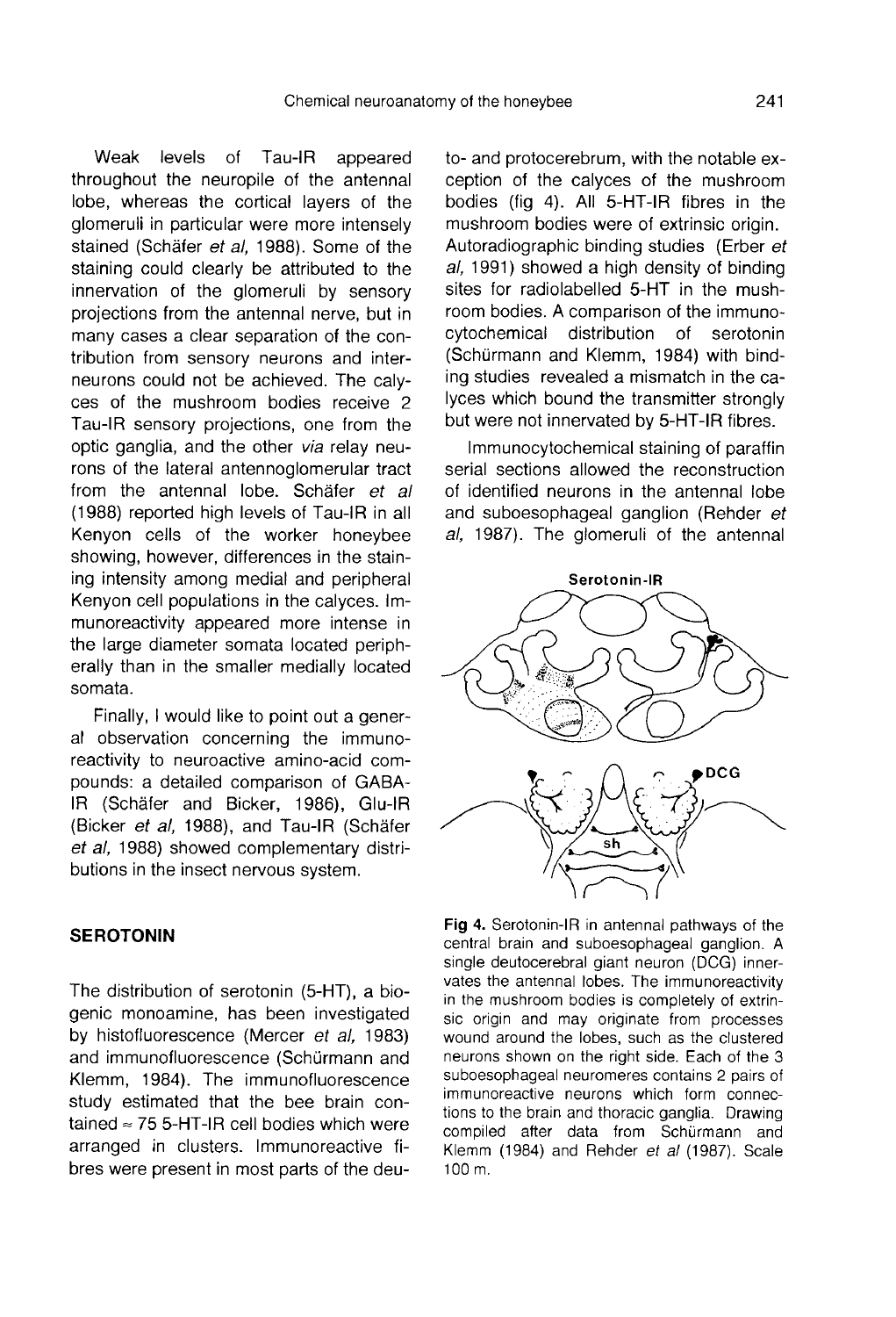Weak levels of Tau-IR appeared throughout the neuropile of the antennal lobe, whereas the cortical layers of the glomeruli in particular were more intensely stained (Schäfer *et al*, 1988). Some of the staining could clearly be attributed to the innervation of the glomeruli by sensory projections from the antennal nerve, but in many cases a clear separation of the contribution from sensory neurons and interneurons could not be achieved. The calyces of the mushroom bodies receive 2 Tau-IR sensory projections, one from the optic ganglia, and the other *via* relay neurons of the lateral antennoglomerular tract from the antennal lobe. Schäfer *et al* (1988) reported high levels of Tau-IR in all Kenyon cells of the worker honeybee showing, however, differences in the staining intensity among medial and peripheral Kenyon cell populations in the calyces. Immunoreactivity appeared more intense in the large diameter somata located peripherally than in the smaller medially located somata.

Finally, I would like to point out a general observation concerning the immunoreactivity to neuroactive amino-acid compounds: a detailed comparison of GABA-IR (Schäfer and Bicker, 1986), Glu-IR (Bicker *et al*, 1988), and Tau-IR (Schäfer *et al*, 1988) showed complementary distributions in the insect nervous system.

## SEROTONIN

The distribution of serotonin (5-HT), a biogenic monoamine, has been investigated by histofluorescence (Mercer *et al*, 1983) and immunofluorescence (Schürmann and Klemm, 1984). The immunofluorescence study estimated that the bee brain contained ≈ 75 5-HT-IR cell bodies which were arranged in clusters. Immunoreactive fibres were present in most parts of the deuto- and protocerebrum, with the notable exception of the calyces of the mushroom bodies (fig 4). All 5-HT-IR fibres in the mushroom bodies were of extrinsic origin. Autoradiographic binding studies (Erber *et al*, 1991) showed a high density of binding sites for radiolabelled 5-HT in the mushroom bodies. A comparison of the immunocytochemical distribution of serotonin (Schürmann and Klemm, 1984) with binding studies revealed a mismatch in the calyces which bound the transmitter strongly but were not innervated by 5-HT-IR fibres.

Immunocytochemical staining of paraffin serial sections allowed the reconstruction of identified neurons in the antennal lobe and suboesophageal ganglion (Rehder *et al*, 1987). The glomeruli of the antennal

**Fig 4.** Serotonin-IR in antennal pathways of the central brain and suboesophageal ganglion. A single deutocerebral giant neuron (DCG) innervates the antennal lobes. The immunoreactivity in the mushroom bodies is completely of extrinsic origin and may originate from processes wound around the lobes, such as the clustered neurons shown on the right side. Each of the 3 suboesophageal neuromeres contains 2 pairs of immunoreactive neurons which form connections to the brain and thoracic ganglia. Drawing compiled after data from Schürmann and Klemm (1984) and Rehder *et al* (1987). Scale 100 m.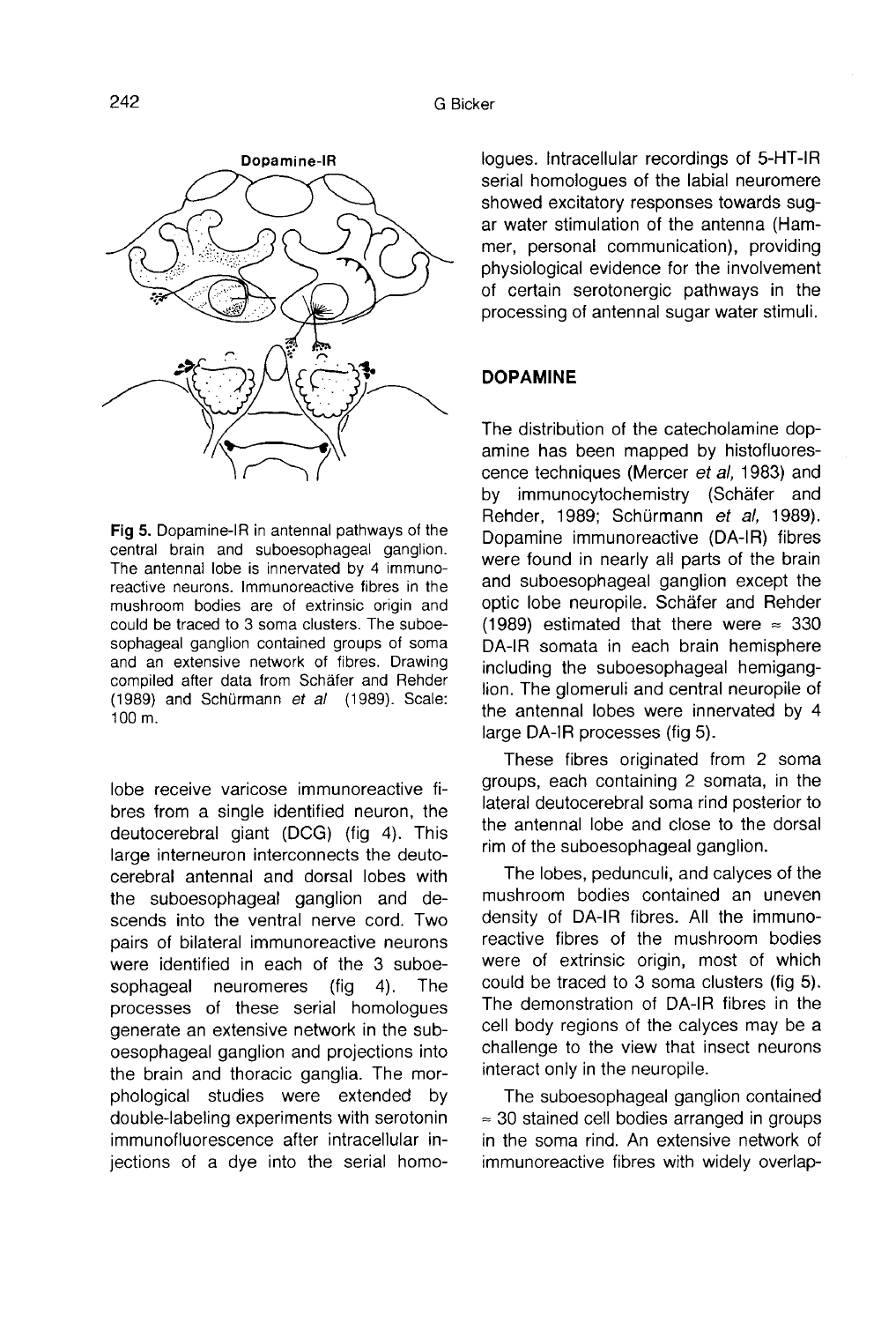Dopamine-IR

**Fig 5.** Dopamine-IR in antennal pathways of the central brain and suboesophageal ganglion. The antennal lobe is innervated by 4 immunoreactive neurons. Immunoreactive fibres in the mushroom bodies are of extrinsic origin and could be traced to 3 soma clusters. The suboesophageal ganglion contained groups of soma and an extensive network of fibres. Drawing compiled after data from Schäfer and Rehder (1989) and Schürmann *et al* (1989). Scale: 100 m.

lobe receive varicose immunoreactive fibres from a single identified neuron, the deutocerebral giant (DCG) (fig 4). This large interneuron interconnects the deutocerebral antennal and dorsal lobes with the suboesophageal ganglion and descends into the ventral nerve cord. Two pairs of bilateral immunoreactive neurons were identified in each of the 3 suboesophageal neuromeres (fig 4). The processes of these serial homologues generate an extensive network in the suboesophageal ganglion and projections into the brain and thoracic ganglia. The morphological studies were extended by double-labeling experiments with serotonin immunofluorescence after intracellular injections of a dye into the serial homologues. Intracellular recordings of 5-HT-IR serial homologues of the labial neuromere showed excitatory responses towards sugar water stimulation of the antenna (Hammer, personal communication), providing physiological evidence for the involvement of certain serotonergic pathways in the processing of antennal sugar water stimuli.

## DOPAMINE

The distribution of the catecholamine dopamine has been mapped by histofluorescence techniques (Mercer *et al*, 1983) and by immunocytochemistry (Schäfer and Rehder, 1989; Schürmann *et al*, 1989). Dopamine immunoreactive (DA-IR) fibres were found in nearly all parts of the brain and suboesophageal ganglion except the optic lobe neuropile. Schäfer and Rehder (1989) estimated that there were ≈ 330 DA-IR somata in each brain hemisphere including the suboesophageal hemiganglion. The glomeruli and central neuropile of the antennal lobes were innervated by 4 large DA-IR processes (fig 5).

These fibres originated from 2 soma groups, each containing 2 somata, in the lateral deutocerebral soma rind posterior to the antennal lobe and close to the dorsal rim of the suboesophageal ganglion.

The lobes, pedunculi, and calyces of the mushroom bodies contained an uneven density of DA-IR fibres. All the immunoreactive fibres of the mushroom bodies were of extrinsic origin, most of which could be traced to 3 soma clusters (fig 5). The demonstration of DA-IR fibres in the cell body regions of the calyces may be a challenge to the view that insect neurons interact only in the neuropile.

The suboesophageal ganglion contained ≈ 30 stained cell bodies arranged in groups in the soma rind. An extensive network of immunoreactive fibres with widely overlap-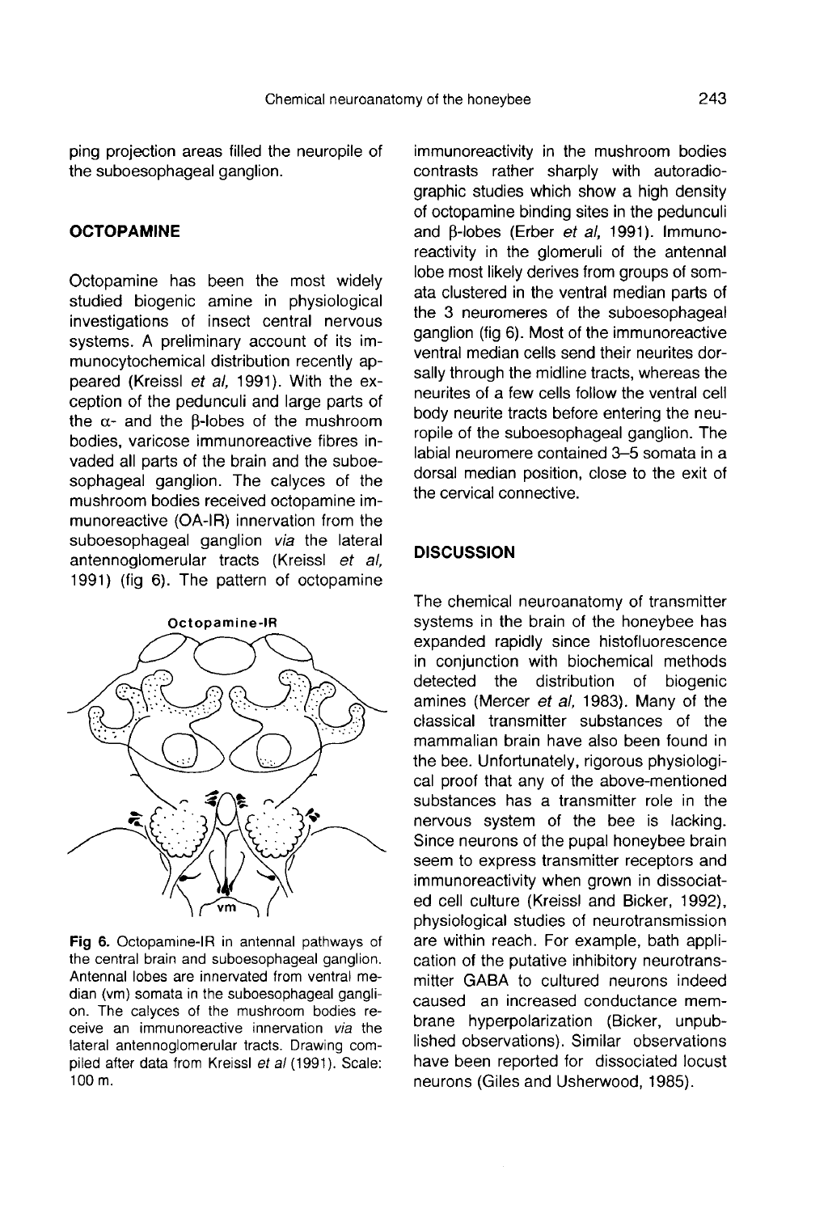ping projection areas filled the neuropile of the suboesophageal ganglion.

## OCTOPAMINE

Octopamine has been the most widely studied biogenic amine in physiological investigations of insect central nervous systems. A preliminary account of its immunocytochemical distribution recently appeared (Kreissl *et al*, 1991). With the exception of the pedunculi and large parts of the α- and the β-lobes of the mushroom bodies, varicose immunoreactive fibres invaded all parts of the brain and the suboesophageal ganglion. The calyces of the mushroom bodies received octopamine immunoreactive (OA-IR) innervation from the suboesophageal ganglion *via* the lateral antennoglomerular tracts (Kreissl *et al*, 1991) (fig 6). The pattern of octopamine immunoreactivity in the mushroom bodies contrasts rather sharply with autoradiographic studies which show a high density of octopamine binding sites in the pedunculi and β-lobes (Erber *et al*, 1991). Immunoreactivity in the glomeruli of the antennal lobe most likely derives from groups of somata clustered in the ventral median parts of the 3 neuromeres of the suboesophageal ganglion (fig 6). Most of the immunoreactive ventral median cells send their neurites dorsally through the midline tracts, whereas the neurites of a few cells follow the ventral cell body neurite tracts before entering the neuropile of the suboesophageal ganglion. The labial neuromere contained 3–5 somata in a dorsal median position, close to the exit of the cervical connective.

**Fig 6.** Octopamine-IR in antennal pathways of the central brain and suboesophageal ganglion. Antennal lobes are innervated from ventral median (vm) somata in the suboesophageal ganglion. The calyces of the mushroom bodies receive an immunoreactive innervation *via* the lateral antennoglomerular tracts. Drawing compiled after data from Kreissl *et al* (1991). Scale: 100 m.

## DISCUSSION

The chemical neuroanatomy of transmitter systems in the brain of the honeybee has expanded rapidly since histofluorescence in conjunction with biochemical methods detected the distribution of biogenic amines (Mercer *et al*, 1983). Many of the classical transmitter substances of the mammalian brain have also been found in the bee. Unfortunately, rigorous physiological proof that any of the above-mentioned substances has a transmitter role in the nervous system of the bee is lacking. Since neurons of the pupal honeybee brain seem to express transmitter receptors and immunoreactivity when grown in dissociated cell culture (Kreissl and Bicker, 1992), physiological studies of neurotransmission are within reach. For example, bath application of the putative inhibitory neurotransmitter GABA to cultured neurons indeed caused an increased conductance membrane hyperpolarization (Bicker, unpublished observations). Similar observations have been reported for dissociated locust neurons (Giles and Usherwood, 1985).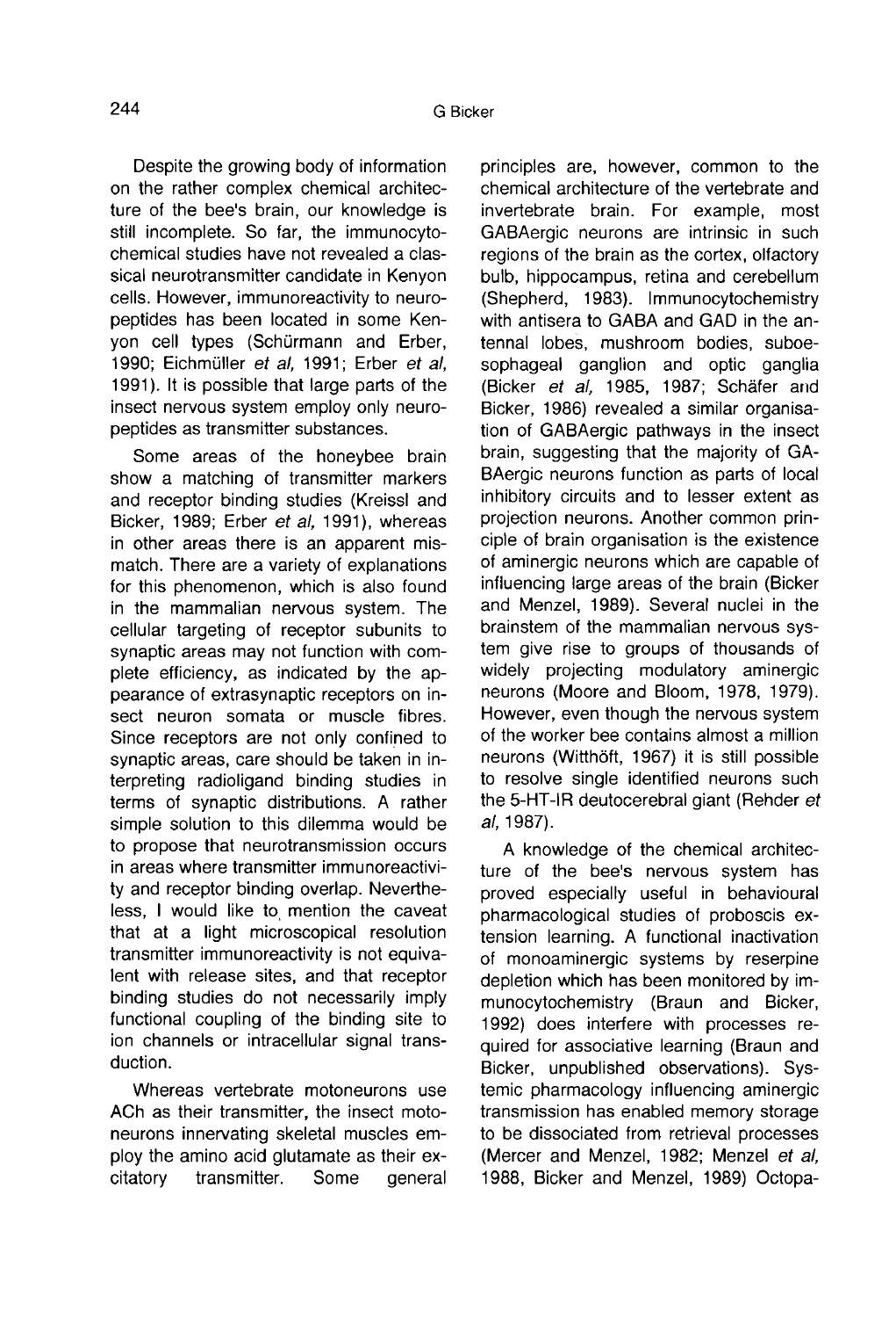Despite the growing body of information on the rather complex chemical architecture of the bee's brain, our knowledge is still incomplete. So far, the immunocytochemical studies have not revealed a classical neurotransmitter candidate in Kenyon cells. However, immunoreactivity to neuropeptides has been located in some Kenyon cell types (Schürmann and Erber, 1990; Eichmüller *et al*, 1991; Erber *et al*, 1991). It is possible that large parts of the insect nervous system employ only neuropeptides as transmitter substances.

Some areas of the honeybee brain show a matching of transmitter markers and receptor binding studies (Kreissl and Bicker, 1989; Erber *et al*, 1991), whereas in other areas there is an apparent mismatch. There are a variety of explanations for this phenomenon, which is also found in the mammalian nervous system. The cellular targeting of receptor subunits to synaptic areas may not function with complete efficiency, as indicated by the appearance of extrasynaptic receptors on insect neuron somata or muscle fibres. Since receptors are not only confined to synaptic areas, care should be taken in interpreting radioligand binding studies in terms of synaptic distributions. A rather simple solution to this dilemma would be to propose that neurotransmission occurs in areas where transmitter immunoreactivity and receptor binding overlap. Nevertheless, I would like to mention the caveat that at a light microscopical resolution transmitter immunoreactivity is not equivalent with release sites, and that receptor binding studies do not necessarily imply functional coupling of the binding site to ion channels or intracellular signal transduction.

Whereas vertebrate motoneurons use ACh as their transmitter, the insect motoneurons innervating skeletal muscles employ the amino acid glutamate as their excitatory transmitter. Some general principles are, however, common to the chemical architecture of the vertebrate and invertebrate brain. For example, most GABAergic neurons are intrinsic in such regions of the brain as the cortex, olfactory bulb, hippocampus, retina and cerebellum (Shepherd, 1983). Immunocytochemistry with antisera to GABA and GAD in the antennal lobes, mushroom bodies, suboesophageal ganglion and optic ganglia (Bicker *et al*, 1985, 1987; Schäfer and Bicker, 1986) revealed a similar organisation of GABAergic pathways in the insect brain, suggesting that the majority of GABAergic neurons function as parts of local inhibitory circuits and to lesser extent as projection neurons. Another common principle of brain organisation is the existence of aminergic neurons which are capable of influencing large areas of the brain (Bicker and Menzel, 1989). Several nuclei in the brainstem of the mammalian nervous system give rise to groups of thousands of widely projecting modulatory aminergic neurons (Moore and Bloom, 1978, 1979). However, even though the nervous system of the worker bee contains almost a million neurons (Witthöft, 1967) it is still possible to resolve single identified neurons such the 5-HT-IR deutocerebral giant (Rehder *et al*, 1987).

A knowledge of the chemical architecture of the bee's nervous system has proved especially useful in behavioural pharmacological studies of proboscis extension learning. A functional inactivation of monoaminergic systems by reserpine depletion which has been monitored by immunocytochemistry (Braun and Bicker, 1992) does interfere with processes required for associative learning (Braun and Bicker, unpublished observations). Systemic pharmacology influencing aminergic transmission has enabled memory storage to be dissociated from retrieval processes (Mercer and Menzel, 1982; Menzel *et al*, 1988, Bicker and Menzel, 1989) Octopa-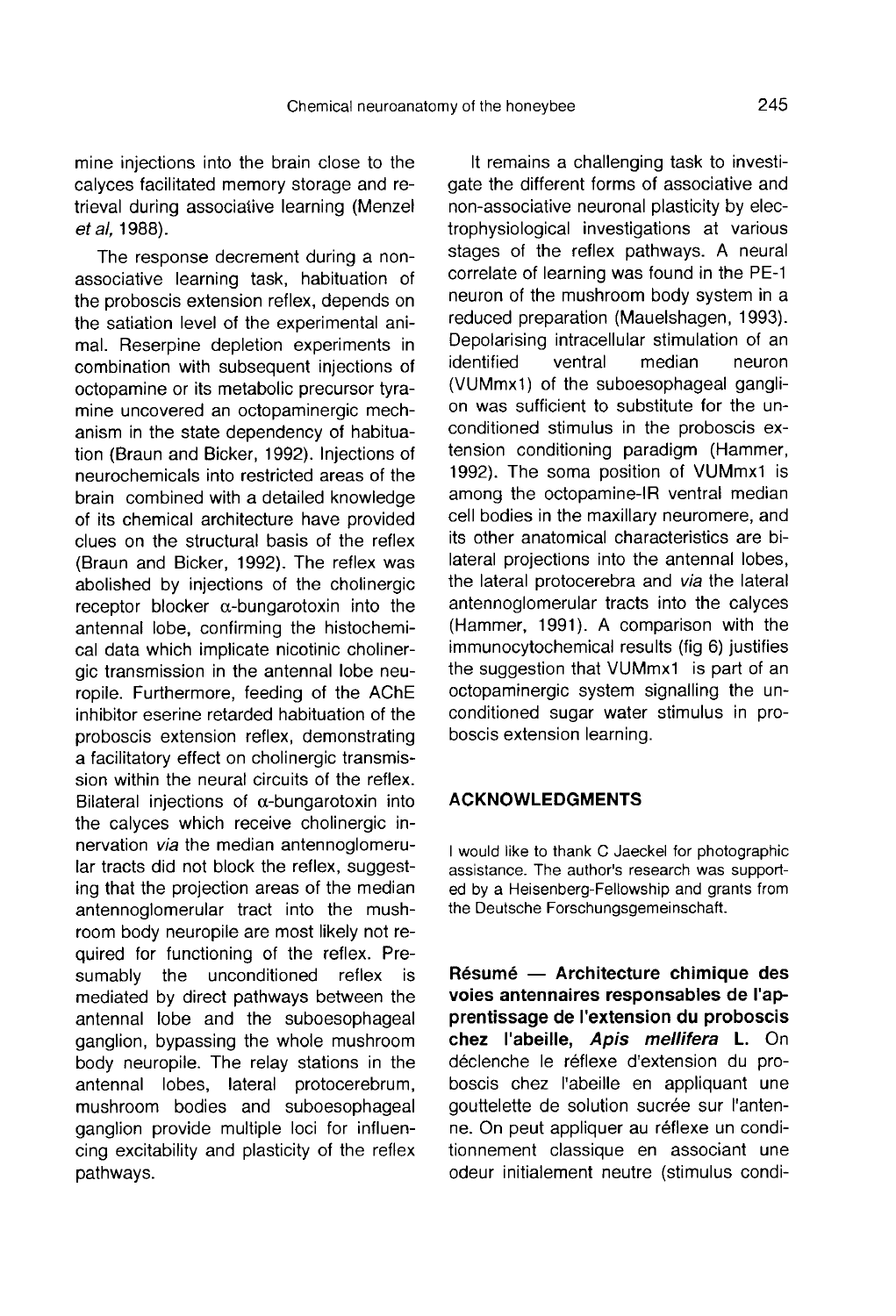mine injections into the brain close to the calyces facilitated memory storage and retrieval during associative learning (Menzel *et al*, 1988).

The response decrement during a non-associative learning task, habituation of the proboscis extension reflex, depends on the satiation level of the experimental animal. Reserpine depletion experiments in combination with subsequent injections of octopamine or its metabolic precursor tyramine uncovered an octopaminergic mechanism in the state dependency of habituation (Braun and Bicker, 1992). Injections of neurochemicals into restricted areas of the brain combined with a detailed knowledge of its chemical architecture have provided clues on the structural basis of the reflex (Braun and Bicker, 1992). The reflex was abolished by injections of the cholinergic receptor blocker α-bungarotoxin into the antennal lobe, confirming the histochemical data which implicate nicotinic cholinergic transmission in the antennal lobe neuropile. Furthermore, feeding of the AChE inhibitor eserine retarded habituation of the proboscis extension reflex, demonstrating a facilitatory effect on cholinergic transmission within the neural circuits of the reflex. Bilateral injections of α-bungarotoxin into the calyces which receive cholinergic innervation *via* the median antennoglomerular tracts did not block the reflex, suggesting that the projection areas of the median antennoglomerular tract into the mushroom body neuropile are most likely not required for functioning of the reflex. Presumably the unconditioned reflex is mediated by direct pathways between the antennal lobe and the suboesophageal ganglion, bypassing the whole mushroom body neuropile. The relay stations in the antennal lobes, lateral protocerebrum, mushroom bodies and suboesophageal ganglion provide multiple loci for influencing excitability and plasticity of the reflex pathways.

It remains a challenging task to investigate the different forms of associative and non-associative neuronal plasticity by electrophysiological investigations at various stages of the reflex pathways. A neural correlate of learning was found in the PE-1 neuron of the mushroom body system in a reduced preparation (Mauelshagen, 1993). Depolarising intracellular stimulation of an identified ventral median neuron (VUMmx1) of the suboesophageal ganglion was sufficient to substitute for the unconditioned stimulus in the proboscis extension conditioning paradigm (Hammer, 1992). The soma position of VUMmx1 is among the octopamine-IR ventral median cell bodies in the maxillary neuromere, and its other anatomical characteristics are bilateral projections into the antennal lobes, the lateral protocerebra and *via* the lateral antennoglomerular tracts into the calyces (Hammer, 1991). A comparison with the immunocytochemical results (fig 6) justifies the suggestion that VUMmx1 is part of an octopaminergic system signalling the unconditioned sugar water stimulus in proboscis extension learning.

## ACKNOWLEDGMENTS

I would like to thank C Jaeckel for photographic assistance. The author's research was supported by a Heisenberg-Fellowship and grants from the Deutsche Forschungsgemeinschaft.

**Résumé — Architecture chimique des voies antennaires responsables de l'apprentissage de l'extension du proboscis chez l'abeille, *Apis mellifera* L.** On déclenche le réflexe d'extension du proboscis chez l'abeille en appliquant une gouttelette de solution sucrée sur l'antenne. On peut appliquer au réflexe un conditionnement classique en associant une odeur initialement neutre (stimulus condi-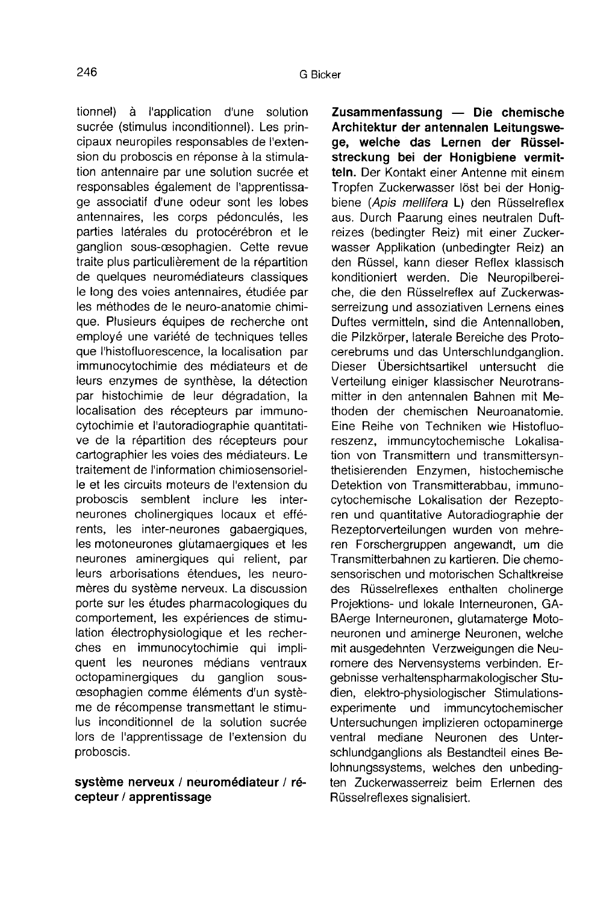tionnel) à l'application d'une solution sucrée (stimulus inconditionnel). Les principaux neuropiles responsables de l'extension du proboscis en réponse à la stimulation antennaire par une solution sucrée et responsables également de l'apprentissage associatif d'une odeur sont les lobes antennaires, les corps pédonculés, les parties latérales du protocérébron et le ganglion sous-œsophagien. Cette revue traite plus particulièrement de la répartition de quelques neuromédiateurs classiques le long des voies antennaires, étudiée par les méthodes de le neuro-anatomie chimique. Plusieurs équipes de recherche ont employé une variété de techniques telles que l'histofluorescence, la localisation par immunocytochimie des médiateurs et de leurs enzymes de synthèse, la détection par histochimie de leur dégradation, la localisation des récepteurs par immunocytochimie et l'autoradiographie quantitative de la répartition des récepteurs pour cartographier les voies des médiateurs. Le traitement de l'information chimiosensorielle et les circuits moteurs de l'extension du proboscis semblent inclure les interneurones cholinergiques locaux et efférents, les inter-neurones gabaergiques, les motoneurones glutamaergiques et les neurones aminergiques qui relient, par leurs arborisations étendues, les neuromères du système nerveux. La discussion porte sur les études pharmacologiques du comportement, les expériences de stimulation électrophysiologique et les recherches en immunocytochimie qui impliquent les neurones médians ventraux octopaminergiques du ganglion sous-œsophagien comme éléments d'un système de récompense transmettant le stimulus inconditionnel de la solution sucrée lors de l'apprentissage de l'extension du proboscis.

**système nerveux / neuromédiateur / récepteur / apprentissage**

**Zusammenfassung — Die chemische Architektur der antennalen Leitungswege, welche das Lernen der Rüsselstreckung bei der Honigbiene vermitteln.** Der Kontakt einer Antenne mit einem Tropfen Zuckerwasser löst bei der Honigbiene (*Apis mellifera* L) den Rüsselreflex aus. Durch Paarung eines neutralen Duftreizes (bedingter Reiz) mit einer Zuckerwasser Applikation (unbedingter Reiz) an den Rüssel, kann dieser Reflex klassisch konditioniert werden. Die Neuropilbereiche, die den Rüsselreflex auf Zuckerwasserreizung und assoziativen Lernens eines Duftes vermitteln, sind die Antennalloben, die Pilzkörper, laterale Bereiche des Protocerebrums und das Unterschlundganglion. Dieser Übersichtsartikel untersucht die Verteilung einiger klassischer Neurotransmitter in den antennalen Bahnen mit Methoden der chemischen Neuroanatomie. Eine Reihe von Techniken wie Histofluoreszenz, immuncytochemische Lokalisation von Transmittern und transmittersynthetisierenden Enzymen, histochemische Detektion von Transmitterabbau, immunocytochemische Lokalisation der Rezeptoren und quantitative Autoradiographie der Rezeptorverteilungen wurden von mehreren Forschergruppen angewandt, um die Transmitterbahnen zu kartieren. Die chemosensorischen und motorischen Schaltkreise des Rüsselreflexes enthalten cholinerge Projektions- und lokale Interneuronen, GABAerge Interneuronen, glutamaterge Motoneuronen und aminerge Neuronen, welche mit ausgedehnten Verzweigungen die Neuromere des Nervensystems verbinden. Ergebnisse verhaltenspharmakologischer Studien, elektro-physiologischer Stimulationsexperimente und immuncytochemischer Untersuchungen implizieren octopaminerge ventral mediane Neuronen des Unterschlundganglions als Bestandteil eines Belohnungssystems, welches den unbedingten Zuckerwasserreiz beim Erlernen des Rüsselreflexes signalisiert.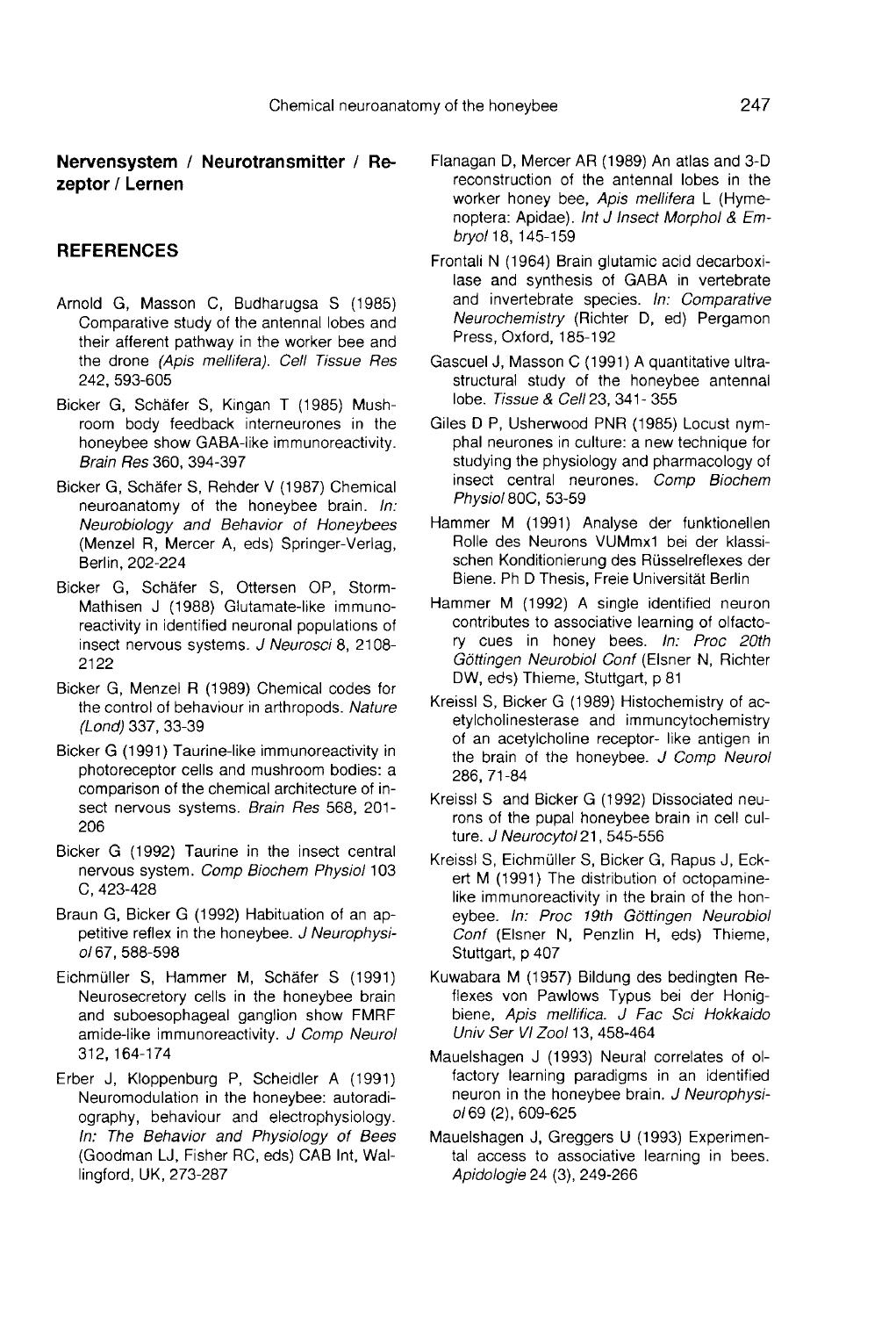**Nervensystem / Neurotransmitter / Rezeptor / Lernen**

## REFERENCES

Arnold G, Masson C, Budharugsa S (1985) Comparative study of the antennal lobes and their afferent pathway in the worker bee and the drone *(Apis mellifera)*. *Cell Tissue Res* 242, 593-605

Bicker G, Schäfer S, Kingan T (1985) Mushroom body feedback interneurones in the honeybee show GABA-like immunoreactivity. *Brain Res* 360, 394-397

Bicker G, Schäfer S, Rehder V (1987) Chemical neuroanatomy of the honeybee brain. *In: Neurobiology and Behavior of Honeybees* (Menzel R, Mercer A, eds) Springer-Verlag, Berlin, 202-224

Bicker G, Schäfer S, Ottersen OP, Storm-Mathisen J (1988) Glutamate-like immunoreactivity in identified neuronal populations of insect nervous systems. *J Neurosci* 8, 2108-2122

Bicker G, Menzel R (1989) Chemical codes for the control of behaviour in arthropods. *Nature (Lond)* 337, 33-39

Bicker G (1991) Taurine-like immunoreactivity in photoreceptor cells and mushroom bodies: a comparison of the chemical architecture of insect nervous systems. *Brain Res* 568, 201-206

Bicker G (1992) Taurine in the insect central nervous system. *Comp Biochem Physiol* 103 C, 423-428

Braun G, Bicker G (1992) Habituation of an appetitive reflex in the honeybee. *J Neurophysiol* 67, 588-598

Eichmüller S, Hammer M, Schäfer S (1991) Neurosecretory cells in the honeybee brain and suboesophageal ganglion show FMRF amide-like immunoreactivity. *J Comp Neurol* 312, 164-174

Erber J, Kloppenburg P, Scheidler A (1991) Neuromodulation in the honeybee: autoradiography, behaviour and electrophysiology. *In: The Behavior and Physiology of Bees* (Goodman LJ, Fisher RC, eds) CAB Int, Wallingford, UK, 273-287

Flanagan D, Mercer AR (1989) An atlas and 3-D reconstruction of the antennal lobes in the worker honey bee, *Apis mellifera* L (Hymenoptera: Apidae). *Int J Insect Morphol & Embryol* 18, 145-159

Frontali N (1964) Brain glutamic acid decarboxilase and synthesis of GABA in vertebrate and invertebrate species. *In: Comparative Neurochemistry* (Richter D, ed) Pergamon Press, Oxford, 185-192

Gascuel J, Masson C (1991) A quantitative ultrastructural study of the honeybee antennal lobe. *Tissue & Cell* 23, 341- 355

Giles D P, Usherwood PNR (1985) Locust nymphal neurones in culture: a new technique for studying the physiology and pharmacology of insect central neurones. *Comp Biochem Physiol* 80C, 53-59

Hammer M (1991) Analyse der funktionellen Rolle des Neurons VUMmx1 bei der klassischen Konditionierung des Rüsselreflexes der Biene. Ph D Thesis, Freie Universität Berlin

Hammer M (1992) A single identified neuron contributes to associative learning of olfactory cues in honey bees. *In: Proc 20th Göttingen Neurobiol Conf* (Elsner N, Richter DW, eds) Thieme, Stuttgart, p 81

Kreissl S, Bicker G (1989) Histochemistry of acetylcholinesterase and immuncytochemistry of an acetylcholine receptor- like antigen in the brain of the honeybee. *J Comp Neurol* 286, 71-84

Kreissl S and Bicker G (1992) Dissociated neurons of the pupal honeybee brain in cell culture. *J Neurocytol* 21, 545-556

Kreissl S, Eichmüller S, Bicker G, Rapus J, Eckert M (1991) The distribution of octopamine-like immunoreactivity in the brain of the honeybee. *In: Proc 19th Göttingen Neurobiol Conf* (Elsner N, Penzlin H, eds) Thieme, Stuttgart, p 407

Kuwabara M (1957) Bildung des bedingten Reflexes von Pawlows Typus bei der Honigbiene, *Apis mellifica*. *J Fac Sci Hokkaido Univ Ser VI Zool* 13, 458-464

Mauelshagen J (1993) Neural correlates of olfactory learning paradigms in an identified neuron in the honeybee brain. *J Neurophysiol* 69 (2), 609-625

Mauelshagen J, Greggers U (1993) Experimental access to associative learning in bees. *Apidologie* 24 (3), 249-266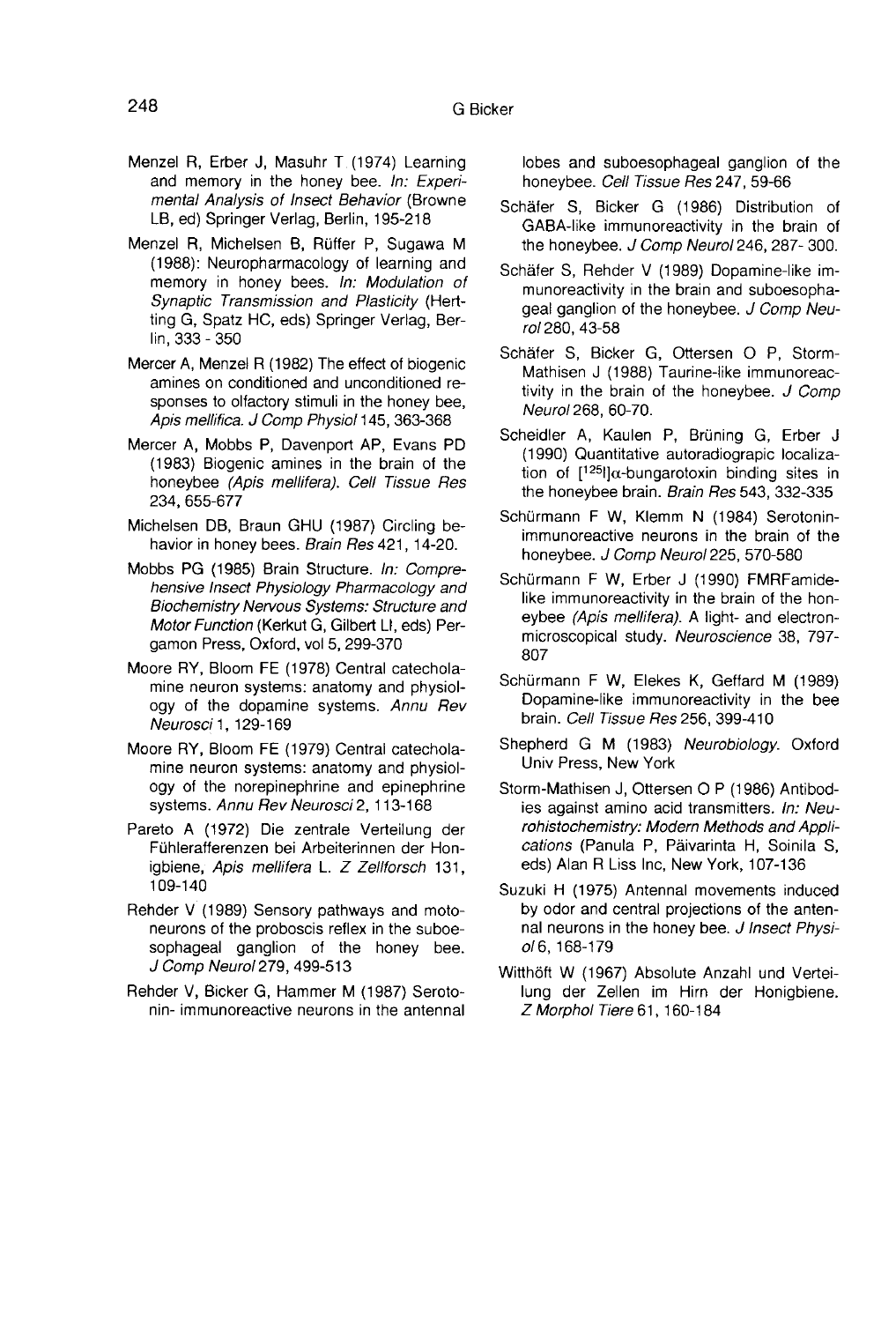Menzel R, Erber J, Masuhr T (1974) Learning and memory in the honey bee. *In: Experimental Analysis of Insect Behavior* (Browne LB, ed) Springer Verlag, Berlin, 195-218

Menzel R, Michelsen B, Rüffer P, Sugawa M (1988): Neuropharmacology of learning and memory in honey bees. *In: Modulation of Synaptic Transmission and Plasticity* (Hertting G, Spatz HC, eds) Springer Verlag, Berlin, 333 - 350

Mercer A, Menzel R (1982) The effect of biogenic amines on conditioned and unconditioned responses to olfactory stimuli in the honey bee, *Apis mellifica. J Comp Physiol* 145, 363-368

Mercer A, Mobbs P, Davenport AP, Evans PD (1983) Biogenic amines in the brain of the honeybee *(Apis mellifera). Cell Tissue Res* 234, 655-677

Michelsen DB, Braun GHU (1987) Circling behavior in honey bees. *Brain Res* 421, 14-20.

Mobbs PG (1985) Brain Structure. *In: Comprehensive Insect Physiology Pharmacology and Biochemistry Nervous Systems: Structure and Motor Function* (Kerkut G, Gilbert LI, eds) Pergamon Press, Oxford, vol 5, 299-370

Moore RY, Bloom FE (1978) Central catecholamine neuron systems: anatomy and physiology of the dopamine systems. *Annu Rev Neurosci* 1, 129-169

Moore RY, Bloom FE (1979) Central catecholamine neuron systems: anatomy and physiology of the norepinephrine and epinephrine systems. *Annu Rev Neurosci* 2, 113-168

Pareto A (1972) Die zentrale Verteilung der Fühlerafferenzen bei Arbeiterinnen der Honigbiene, *Apis mellifera* L. *Z Zellforsch* 131, 109-140

Rehder V (1989) Sensory pathways and motoneurons of the proboscis reflex in the suboesophageal ganglion of the honey bee. *J Comp Neurol* 279, 499-513

Rehder V, Bicker G, Hammer M (1987) Serotonin- immunoreactive neurons in the antennal lobes and suboesophageal ganglion of the honeybee. *Cell Tissue Res* 247, 59-66

Schäfer S, Bicker G (1986) Distribution of GABA-like immunoreactivity in the brain of the honeybee. *J Comp Neurol* 246, 287- 300.

Schäfer S, Rehder V (1989) Dopamine-like immunoreactivity in the brain and suboesophageal ganglion of the honeybee. *J Comp Neurol* 280, 43-58

Schäfer S, Bicker G, Ottersen O P, Storm-Mathisen J (1988) Taurine-like immunoreactivity in the brain of the honeybee. *J Comp Neurol* 268, 60-70.

Scheidler A, Kaulen P, Brüning G, Erber J (1990) Quantitative autoradiograpic localization of [$^{125}$I]$\alpha$-bungarotoxin binding sites in the honeybee brain. *Brain Res* 543, 332-335

Schürmann F W, Klemm N (1984) Serotonin-immunoreactive neurons in the brain of the honeybee. *J Comp Neurol* 225, 570-580

Schürmann F W, Erber J (1990) FMRFamide-like immunoreactivity in the brain of the honeybee *(Apis mellifera)*. A light- and electron-microscopical study. *Neuroscience* 38, 797-807

Schürmann F W, Elekes K, Geffard M (1989) Dopamine-like immunoreactivity in the bee brain. *Cell Tissue Res* 256, 399-410

Shepherd G M (1983) *Neurobiology*. Oxford Univ Press, New York

Storm-Mathisen J, Ottersen O P (1986) Antibodies against amino acid transmitters. *In: Neurohistochemistry: Modern Methods and Applications* (Panula P, Päivarinta H, Soinila S, eds) Alan R Liss Inc, New York, 107-136

Suzuki H (1975) Antennal movements induced by odor and central projections of the antennal neurons in the honey bee. *J Insect Physiol* 6, 168-179

Witthöft W (1967) Absolute Anzahl und Verteilung der Zellen im Hirn der Honigbiene. *Z Morphol Tiere* 61, 160-184